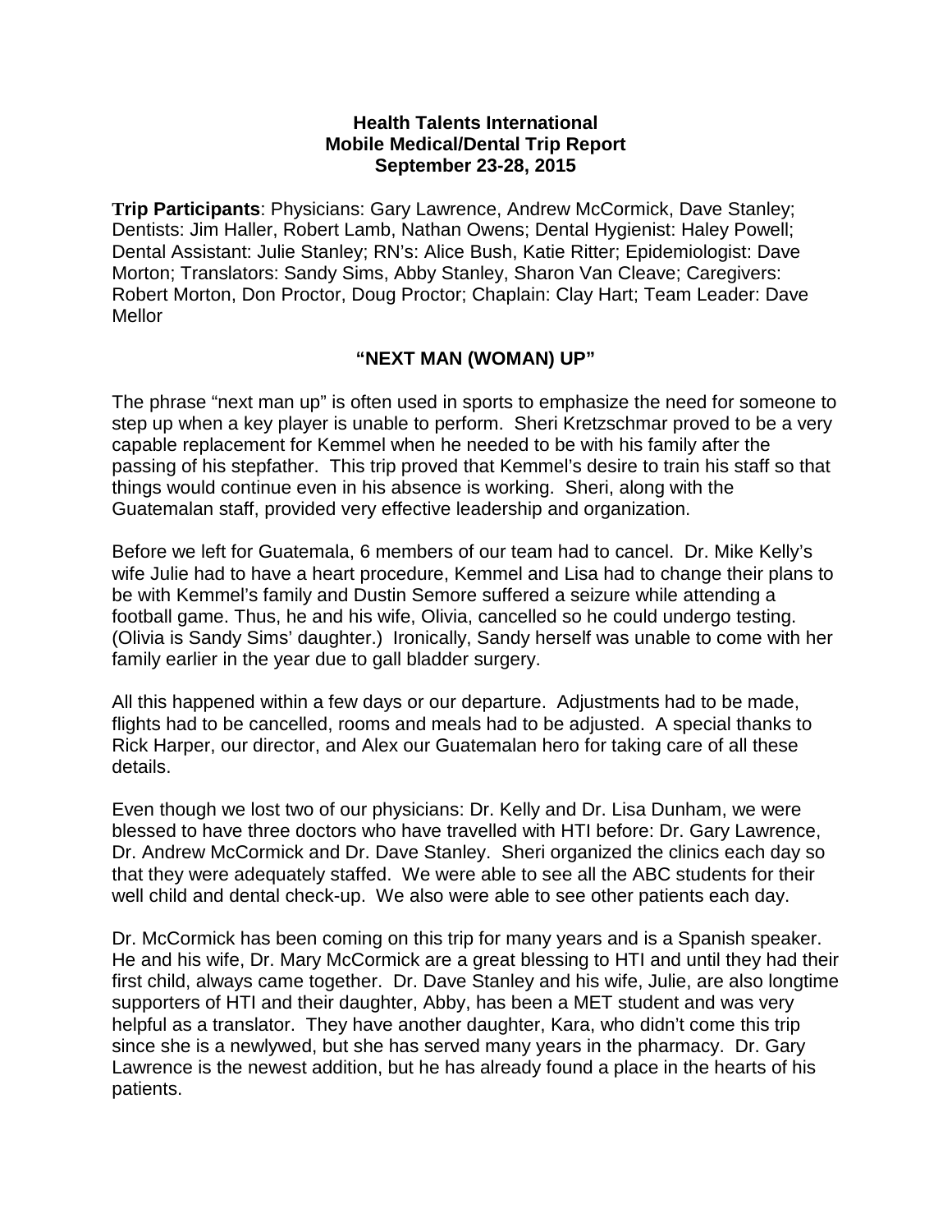**Health Talents International**
**Mobile Medical/Dental Trip Report**
**September 23-28, 2015**

**Trip Participants**: Physicians: Gary Lawrence, Andrew McCormick, Dave Stanley; Dentists: Jim Haller, Robert Lamb, Nathan Owens; Dental Hygienist: Haley Powell; Dental Assistant: Julie Stanley; RN's: Alice Bush, Katie Ritter; Epidemiologist: Dave Morton; Translators: Sandy Sims, Abby Stanley, Sharon Van Cleave; Caregivers: Robert Morton, Don Proctor, Doug Proctor; Chaplain: Clay Hart; Team Leader: Dave Mellor

## "NEXT MAN (WOMAN) UP"

The phrase "next man up" is often used in sports to emphasize the need for someone to step up when a key player is unable to perform. Sheri Kretzschmar proved to be a very capable replacement for Kemmel when he needed to be with his family after the passing of his stepfather. This trip proved that Kemmel's desire to train his staff so that things would continue even in his absence is working. Sheri, along with the Guatemalan staff, provided very effective leadership and organization.

Before we left for Guatemala, 6 members of our team had to cancel. Dr. Mike Kelly's wife Julie had to have a heart procedure, Kemmel and Lisa had to change their plans to be with Kemmel's family and Dustin Semore suffered a seizure while attending a football game. Thus, he and his wife, Olivia, cancelled so he could undergo testing. (Olivia is Sandy Sims' daughter.) Ironically, Sandy herself was unable to come with her family earlier in the year due to gall bladder surgery.

All this happened within a few days or our departure. Adjustments had to be made, flights had to be cancelled, rooms and meals had to be adjusted. A special thanks to Rick Harper, our director, and Alex our Guatemalan hero for taking care of all these details.

Even though we lost two of our physicians: Dr. Kelly and Dr. Lisa Dunham, we were blessed to have three doctors who have travelled with HTI before: Dr. Gary Lawrence, Dr. Andrew McCormick and Dr. Dave Stanley. Sheri organized the clinics each day so that they were adequately staffed. We were able to see all the ABC students for their well child and dental check-up. We also were able to see other patients each day.

Dr. McCormick has been coming on this trip for many years and is a Spanish speaker. He and his wife, Dr. Mary McCormick are a great blessing to HTI and until they had their first child, always came together. Dr. Dave Stanley and his wife, Julie, are also longtime supporters of HTI and their daughter, Abby, has been a MET student and was very helpful as a translator. They have another daughter, Kara, who didn't come this trip since she is a newlywed, but she has served many years in the pharmacy. Dr. Gary Lawrence is the newest addition, but he has already found a place in the hearts of his patients.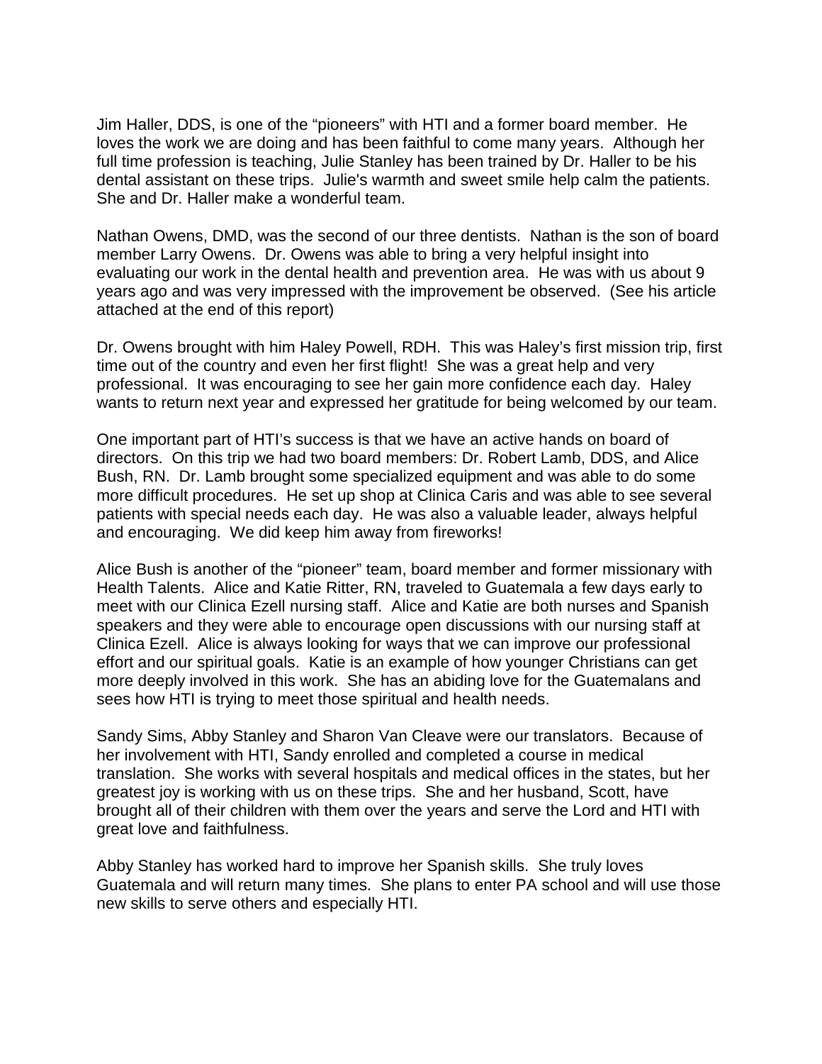Jim Haller, DDS, is one of the “pioneers” with HTI and a former board member. He loves the work we are doing and has been faithful to come many years. Although her full time profession is teaching, Julie Stanley has been trained by Dr. Haller to be his dental assistant on these trips. Julie's warmth and sweet smile help calm the patients. She and Dr. Haller make a wonderful team.

Nathan Owens, DMD, was the second of our three dentists. Nathan is the son of board member Larry Owens. Dr. Owens was able to bring a very helpful insight into evaluating our work in the dental health and prevention area. He was with us about 9 years ago and was very impressed with the improvement be observed. (See his article attached at the end of this report)

Dr. Owens brought with him Haley Powell, RDH. This was Haley’s first mission trip, first time out of the country and even her first flight! She was a great help and very professional. It was encouraging to see her gain more confidence each day. Haley wants to return next year and expressed her gratitude for being welcomed by our team.

One important part of HTI’s success is that we have an active hands on board of directors. On this trip we had two board members: Dr. Robert Lamb, DDS, and Alice Bush, RN. Dr. Lamb brought some specialized equipment and was able to do some more difficult procedures. He set up shop at Clinica Caris and was able to see several patients with special needs each day. He was also a valuable leader, always helpful and encouraging. We did keep him away from fireworks!

Alice Bush is another of the “pioneer” team, board member and former missionary with Health Talents. Alice and Katie Ritter, RN, traveled to Guatemala a few days early to meet with our Clinica Ezell nursing staff. Alice and Katie are both nurses and Spanish speakers and they were able to encourage open discussions with our nursing staff at Clinica Ezell. Alice is always looking for ways that we can improve our professional effort and our spiritual goals. Katie is an example of how younger Christians can get more deeply involved in this work. She has an abiding love for the Guatemalans and sees how HTI is trying to meet those spiritual and health needs.

Sandy Sims, Abby Stanley and Sharon Van Cleave were our translators. Because of her involvement with HTI, Sandy enrolled and completed a course in medical translation. She works with several hospitals and medical offices in the states, but her greatest joy is working with us on these trips. She and her husband, Scott, have brought all of their children with them over the years and serve the Lord and HTI with great love and faithfulness.

Abby Stanley has worked hard to improve her Spanish skills. She truly loves Guatemala and will return many times. She plans to enter PA school and will use those new skills to serve others and especially HTI.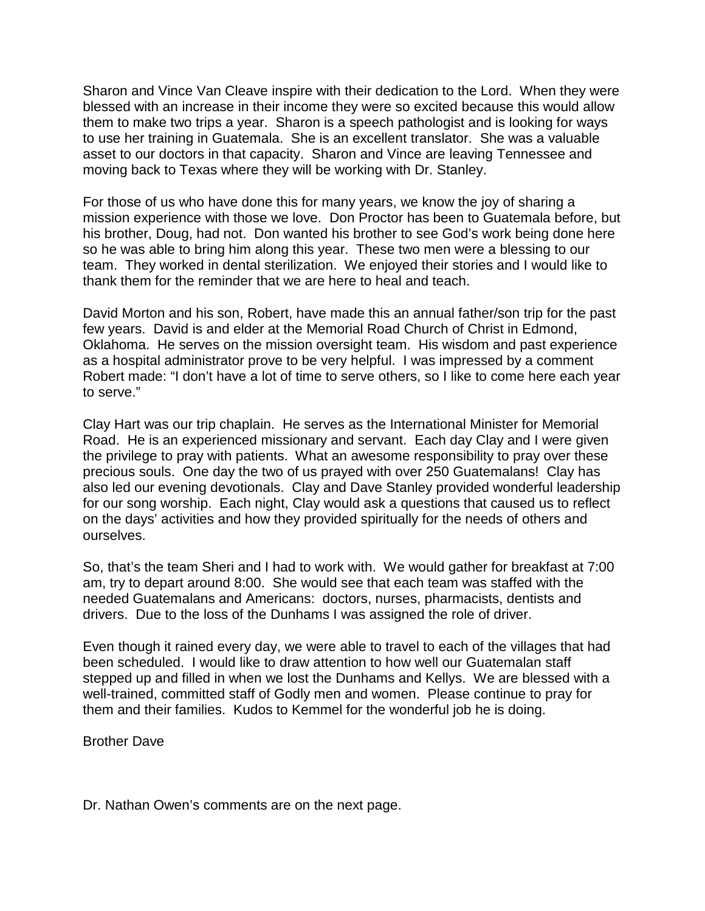Sharon and Vince Van Cleave inspire with their dedication to the Lord. When they were blessed with an increase in their income they were so excited because this would allow them to make two trips a year. Sharon is a speech pathologist and is looking for ways to use her training in Guatemala. She is an excellent translator. She was a valuable asset to our doctors in that capacity. Sharon and Vince are leaving Tennessee and moving back to Texas where they will be working with Dr. Stanley.

For those of us who have done this for many years, we know the joy of sharing a mission experience with those we love. Don Proctor has been to Guatemala before, but his brother, Doug, had not. Don wanted his brother to see God's work being done here so he was able to bring him along this year. These two men were a blessing to our team. They worked in dental sterilization. We enjoyed their stories and I would like to thank them for the reminder that we are here to heal and teach.

David Morton and his son, Robert, have made this an annual father/son trip for the past few years. David is and elder at the Memorial Road Church of Christ in Edmond, Oklahoma. He serves on the mission oversight team. His wisdom and past experience as a hospital administrator prove to be very helpful. I was impressed by a comment Robert made: "I don't have a lot of time to serve others, so I like to come here each year to serve."

Clay Hart was our trip chaplain. He serves as the International Minister for Memorial Road. He is an experienced missionary and servant. Each day Clay and I were given the privilege to pray with patients. What an awesome responsibility to pray over these precious souls. One day the two of us prayed with over 250 Guatemalans! Clay has also led our evening devotionals. Clay and Dave Stanley provided wonderful leadership for our song worship. Each night, Clay would ask a questions that caused us to reflect on the days' activities and how they provided spiritually for the needs of others and ourselves.

So, that's the team Sheri and I had to work with. We would gather for breakfast at 7:00 am, try to depart around 8:00. She would see that each team was staffed with the needed Guatemalans and Americans: doctors, nurses, pharmacists, dentists and drivers. Due to the loss of the Dunhams I was assigned the role of driver.

Even though it rained every day, we were able to travel to each of the villages that had been scheduled. I would like to draw attention to how well our Guatemalan staff stepped up and filled in when we lost the Dunhams and Kellys. We are blessed with a well-trained, committed staff of Godly men and women. Please continue to pray for them and their families. Kudos to Kemmel for the wonderful job he is doing.

Brother Dave

Dr. Nathan Owen's comments are on the next page.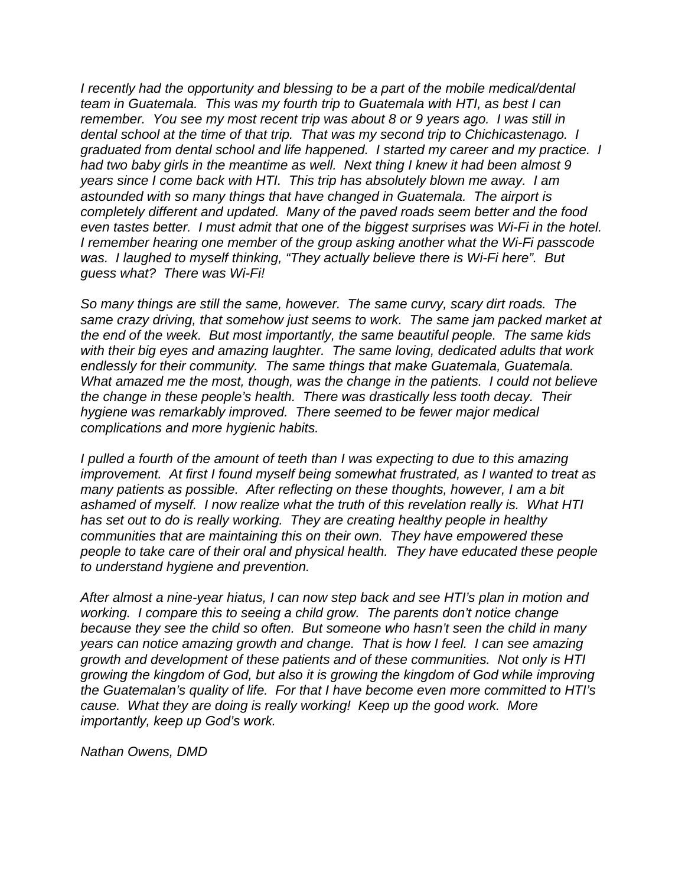*I recently had the opportunity and blessing to be a part of the mobile medical/dental team in Guatemala. This was my fourth trip to Guatemala with HTI, as best I can remember. You see my most recent trip was about 8 or 9 years ago. I was still in dental school at the time of that trip. That was my second trip to Chichicastenago. I graduated from dental school and life happened. I started my career and my practice. I had two baby girls in the meantime as well. Next thing I knew it had been almost 9 years since I come back with HTI. This trip has absolutely blown me away. I am astounded with so many things that have changed in Guatemala. The airport is completely different and updated. Many of the paved roads seem better and the food even tastes better. I must admit that one of the biggest surprises was Wi-Fi in the hotel. I remember hearing one member of the group asking another what the Wi-Fi passcode was. I laughed to myself thinking, "They actually believe there is Wi-Fi here". But guess what? There was Wi-Fi!*

*So many things are still the same, however. The same curvy, scary dirt roads. The same crazy driving, that somehow just seems to work. The same jam packed market at the end of the week. But most importantly, the same beautiful people. The same kids with their big eyes and amazing laughter. The same loving, dedicated adults that work endlessly for their community. The same things that make Guatemala, Guatemala. What amazed me the most, though, was the change in the patients. I could not believe the change in these people's health. There was drastically less tooth decay. Their hygiene was remarkably improved. There seemed to be fewer major medical complications and more hygienic habits.*

*I pulled a fourth of the amount of teeth than I was expecting to due to this amazing improvement. At first I found myself being somewhat frustrated, as I wanted to treat as many patients as possible. After reflecting on these thoughts, however, I am a bit ashamed of myself. I now realize what the truth of this revelation really is. What HTI has set out to do is really working. They are creating healthy people in healthy communities that are maintaining this on their own. They have empowered these people to take care of their oral and physical health. They have educated these people to understand hygiene and prevention.*

*After almost a nine-year hiatus, I can now step back and see HTI's plan in motion and working. I compare this to seeing a child grow. The parents don't notice change because they see the child so often. But someone who hasn't seen the child in many years can notice amazing growth and change. That is how I feel. I can see amazing growth and development of these patients and of these communities. Not only is HTI growing the kingdom of God, but also it is growing the kingdom of God while improving the Guatemalan's quality of life. For that I have become even more committed to HTI's cause. What they are doing is really working! Keep up the good work. More importantly, keep up God's work.*

*Nathan Owens, DMD*